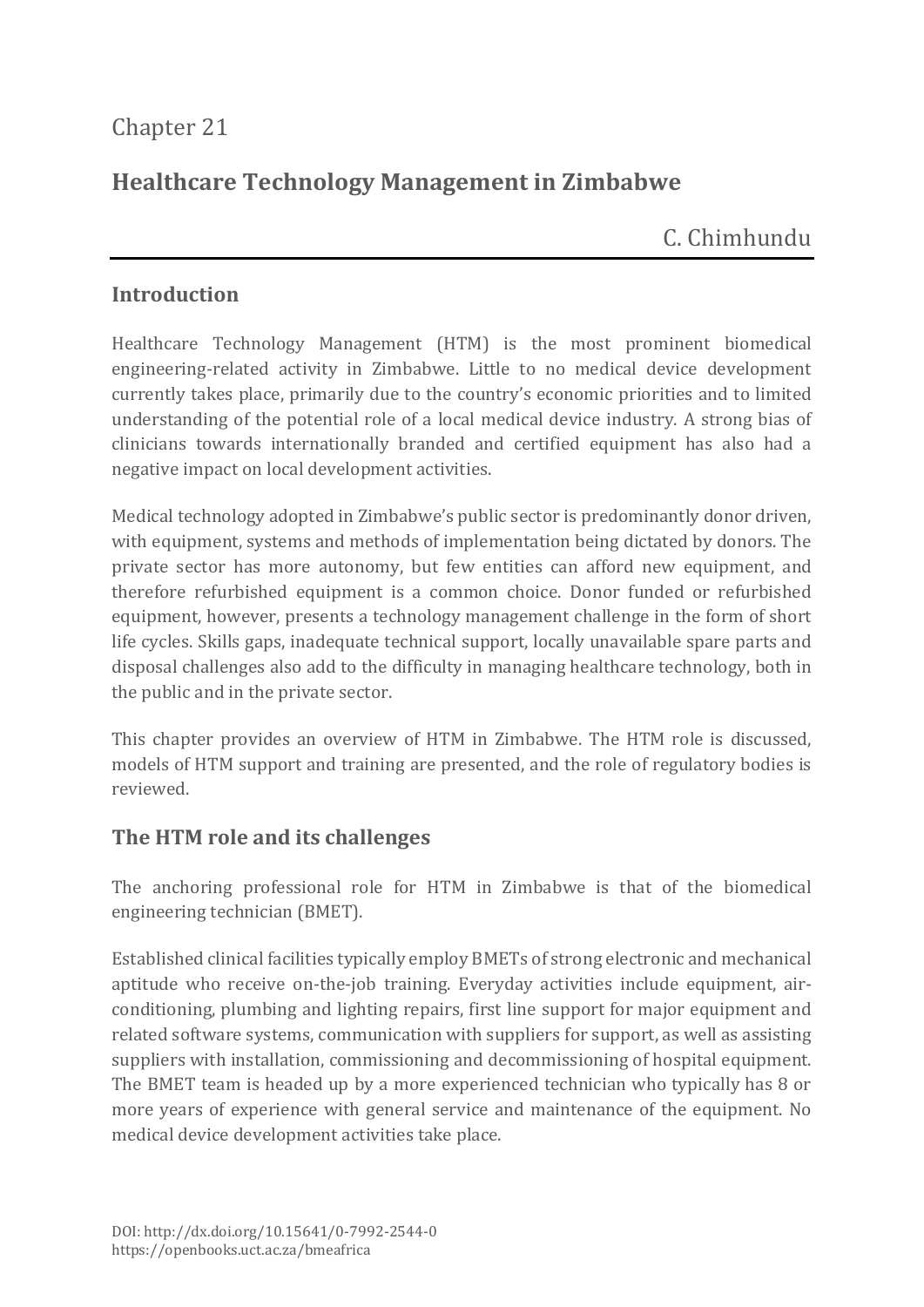Chapter 21

# Healthcare Technology Management in Zimbabwe

C. Chimhundu

## Introduction

Healthcare Technology Management (HTM) is the most prominent biomedical engineering-related activity in Zimbabwe. Little to no medical device development currently takes place, primarily due to the country's economic priorities and to limited understanding of the potential role of a local medical device industry. A strong bias of clinicians towards internationally branded and certified equipment has also had a negative impact on local development activities.

Medical technology adopted in Zimbabwe's public sector is predominantly donor driven, with equipment, systems and methods of implementation being dictated by donors. The private sector has more autonomy, but few entities can afford new equipment, and therefore refurbished equipment is a common choice. Donor funded or refurbished equipment, however, presents a technology management challenge in the form of short life cycles. Skills gaps, inadequate technical support, locally unavailable spare parts and disposal challenges also add to the difficulty in managing healthcare technology, both in the public and in the private sector.

This chapter provides an overview of HTM in Zimbabwe. The HTM role is discussed, models of HTM support and training are presented, and the role of regulatory bodies is reviewed.

## The HTM role and its challenges

The anchoring professional role for HTM in Zimbabwe is that of the biomedical engineering technician (BMET).

Established clinical facilities typically employ BMETs of strong electronic and mechanical aptitude who receive on-the-job training. Everyday activities include equipment, air-conditioning, plumbing and lighting repairs, first line support for major equipment and related software systems, communication with suppliers for support, as well as assisting suppliers with installation, commissioning and decommissioning of hospital equipment. The BMET team is headed up by a more experienced technician who typically has 8 or more years of experience with general service and maintenance of the equipment. No medical device development activities take place.

DOI: http://dx.doi.org/10.15641/0-7992-2544-0
https://openbooks.uct.ac.za/bmeafrica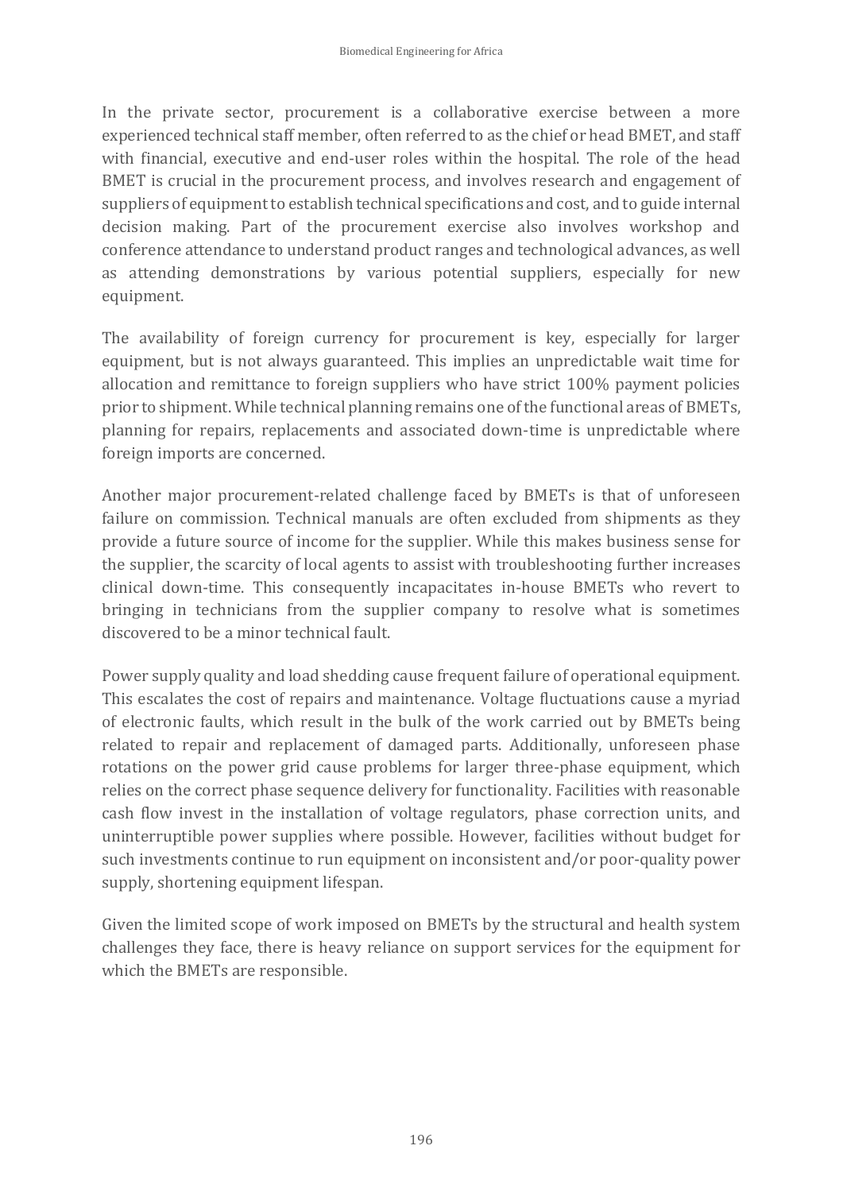In the private sector, procurement is a collaborative exercise between a more experienced technical staff member, often referred to as the chief or head BMET, and staff with financial, executive and end-user roles within the hospital. The role of the head BMET is crucial in the procurement process, and involves research and engagement of suppliers of equipment to establish technical specifications and cost, and to guide internal decision making. Part of the procurement exercise also involves workshop and conference attendance to understand product ranges and technological advances, as well as attending demonstrations by various potential suppliers, especially for new equipment.

The availability of foreign currency for procurement is key, especially for larger equipment, but is not always guaranteed. This implies an unpredictable wait time for allocation and remittance to foreign suppliers who have strict 100% payment policies prior to shipment. While technical planning remains one of the functional areas of BMETs, planning for repairs, replacements and associated down-time is unpredictable where foreign imports are concerned.

Another major procurement-related challenge faced by BMETs is that of unforeseen failure on commission. Technical manuals are often excluded from shipments as they provide a future source of income for the supplier. While this makes business sense for the supplier, the scarcity of local agents to assist with troubleshooting further increases clinical down-time. This consequently incapacitates in-house BMETs who revert to bringing in technicians from the supplier company to resolve what is sometimes discovered to be a minor technical fault.

Power supply quality and load shedding cause frequent failure of operational equipment. This escalates the cost of repairs and maintenance. Voltage fluctuations cause a myriad of electronic faults, which result in the bulk of the work carried out by BMETs being related to repair and replacement of damaged parts. Additionally, unforeseen phase rotations on the power grid cause problems for larger three-phase equipment, which relies on the correct phase sequence delivery for functionality. Facilities with reasonable cash flow invest in the installation of voltage regulators, phase correction units, and uninterruptible power supplies where possible. However, facilities without budget for such investments continue to run equipment on inconsistent and/or poor-quality power supply, shortening equipment lifespan.

Given the limited scope of work imposed on BMETs by the structural and health system challenges they face, there is heavy reliance on support services for the equipment for which the BMETs are responsible.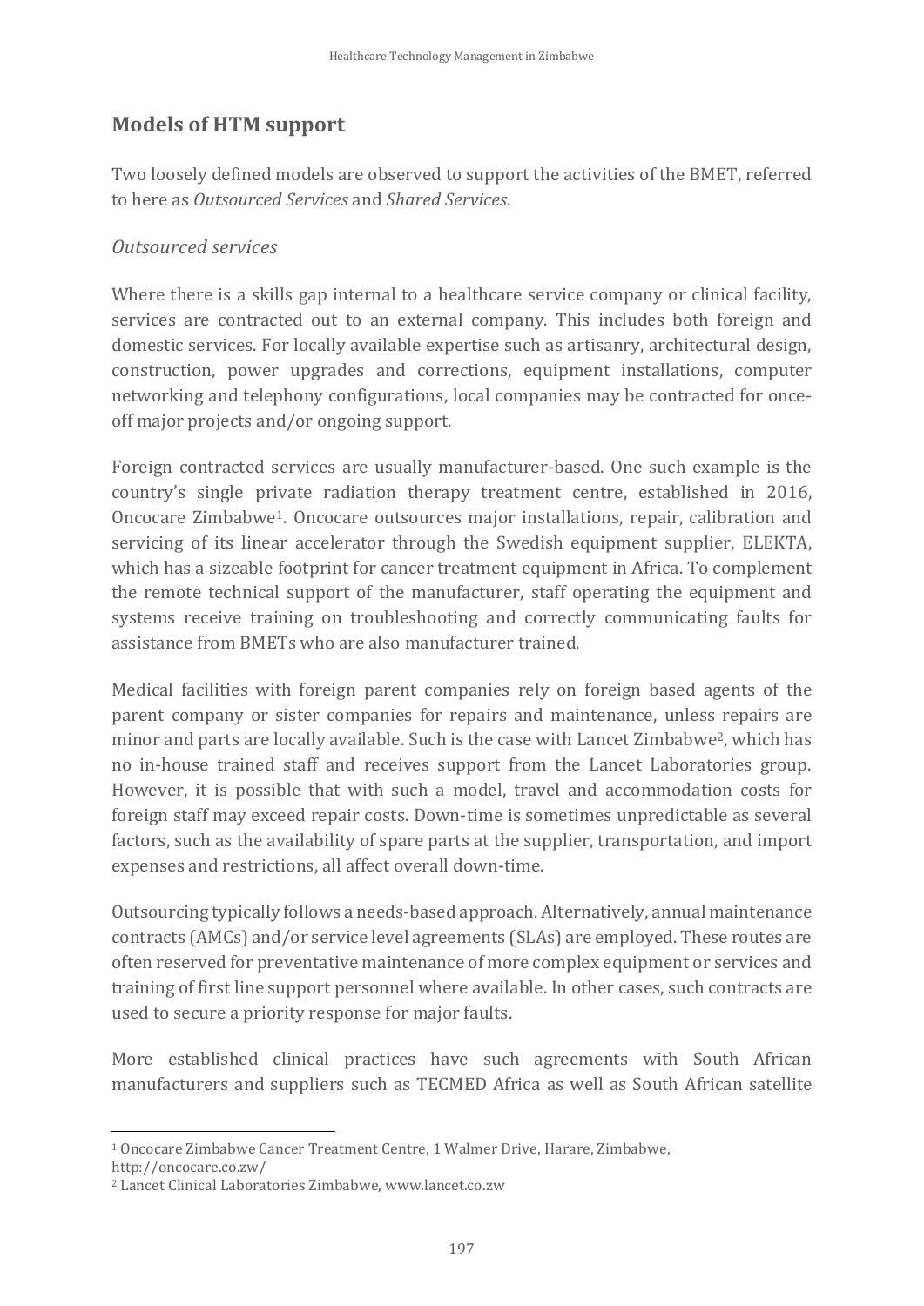## Models of HTM support

Two loosely defined models are observed to support the activities of the BMET, referred to here as *Outsourced Services* and *Shared Services*.

### *Outsourced services*

Where there is a skills gap internal to a healthcare service company or clinical facility, services are contracted out to an external company. This includes both foreign and domestic services. For locally available expertise such as artisanry, architectural design, construction, power upgrades and corrections, equipment installations, computer networking and telephony configurations, local companies may be contracted for once-off major projects and/or ongoing support.

Foreign contracted services are usually manufacturer-based. One such example is the country's single private radiation therapy treatment centre, established in 2016, Oncocare Zimbabwe[1]. Oncocare outsources major installations, repair, calibration and servicing of its linear accelerator through the Swedish equipment supplier, ELEKTA, which has a sizeable footprint for cancer treatment equipment in Africa. To complement the remote technical support of the manufacturer, staff operating the equipment and systems receive training on troubleshooting and correctly communicating faults for assistance from BMETs who are also manufacturer trained.

Medical facilities with foreign parent companies rely on foreign based agents of the parent company or sister companies for repairs and maintenance, unless repairs are minor and parts are locally available. Such is the case with Lancet Zimbabwe[2], which has no in-house trained staff and receives support from the Lancet Laboratories group. However, it is possible that with such a model, travel and accommodation costs for foreign staff may exceed repair costs. Down-time is sometimes unpredictable as several factors, such as the availability of spare parts at the supplier, transportation, and import expenses and restrictions, all affect overall down-time.

Outsourcing typically follows a needs-based approach. Alternatively, annual maintenance contracts (AMCs) and/or service level agreements (SLAs) are employed. These routes are often reserved for preventative maintenance of more complex equipment or services and training of first line support personnel where available. In other cases, such contracts are used to secure a priority response for major faults.

More established clinical practices have such agreements with South African manufacturers and suppliers such as TECMED Africa as well as South African satellite

---

[1] Oncocare Zimbabwe Cancer Treatment Centre, 1 Walmer Drive, Harare, Zimbabwe, http://oncocare.co.zw/

[2] Lancet Clinical Laboratories Zimbabwe, www.lancet.co.zw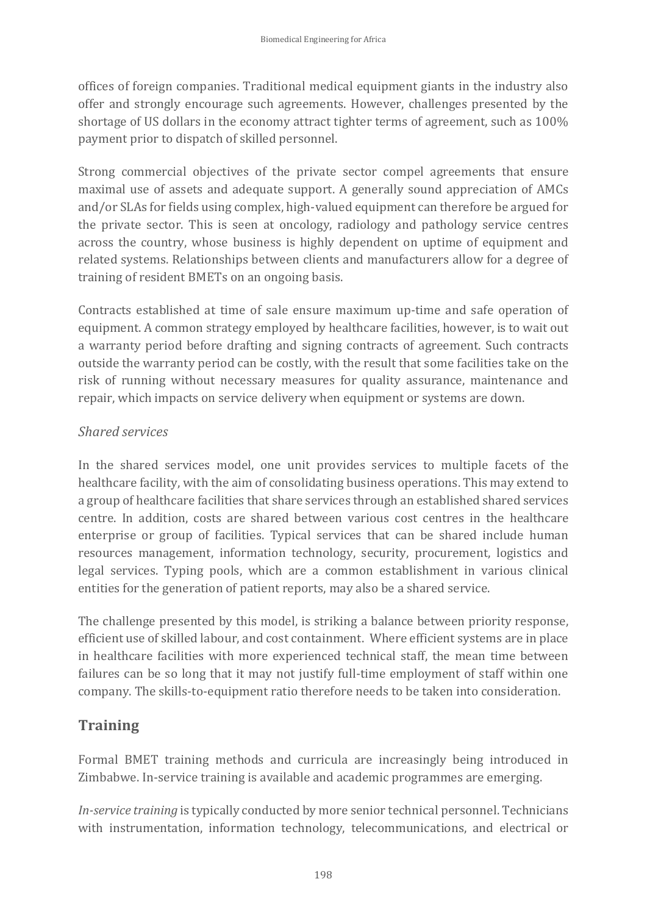offices of foreign companies. Traditional medical equipment giants in the industry also offer and strongly encourage such agreements. However, challenges presented by the shortage of US dollars in the economy attract tighter terms of agreement, such as 100% payment prior to dispatch of skilled personnel.

Strong commercial objectives of the private sector compel agreements that ensure maximal use of assets and adequate support. A generally sound appreciation of AMCs and/or SLAs for fields using complex, high-valued equipment can therefore be argued for the private sector. This is seen at oncology, radiology and pathology service centres across the country, whose business is highly dependent on uptime of equipment and related systems. Relationships between clients and manufacturers allow for a degree of training of resident BMETs on an ongoing basis.

Contracts established at time of sale ensure maximum up-time and safe operation of equipment. A common strategy employed by healthcare facilities, however, is to wait out a warranty period before drafting and signing contracts of agreement. Such contracts outside the warranty period can be costly, with the result that some facilities take on the risk of running without necessary measures for quality assurance, maintenance and repair, which impacts on service delivery when equipment or systems are down.

*Shared services*

In the shared services model, one unit provides services to multiple facets of the healthcare facility, with the aim of consolidating business operations. This may extend to a group of healthcare facilities that share services through an established shared services centre. In addition, costs are shared between various cost centres in the healthcare enterprise or group of facilities. Typical services that can be shared include human resources management, information technology, security, procurement, logistics and legal services. Typing pools, which are a common establishment in various clinical entities for the generation of patient reports, may also be a shared service.

The challenge presented by this model, is striking a balance between priority response, efficient use of skilled labour, and cost containment. Where efficient systems are in place in healthcare facilities with more experienced technical staff, the mean time between failures can be so long that it may not justify full-time employment of staff within one company. The skills-to-equipment ratio therefore needs to be taken into consideration.

## Training

Formal BMET training methods and curricula are increasingly being introduced in Zimbabwe. In-service training is available and academic programmes are emerging.

*In-service training* is typically conducted by more senior technical personnel. Technicians with instrumentation, information technology, telecommunications, and electrical or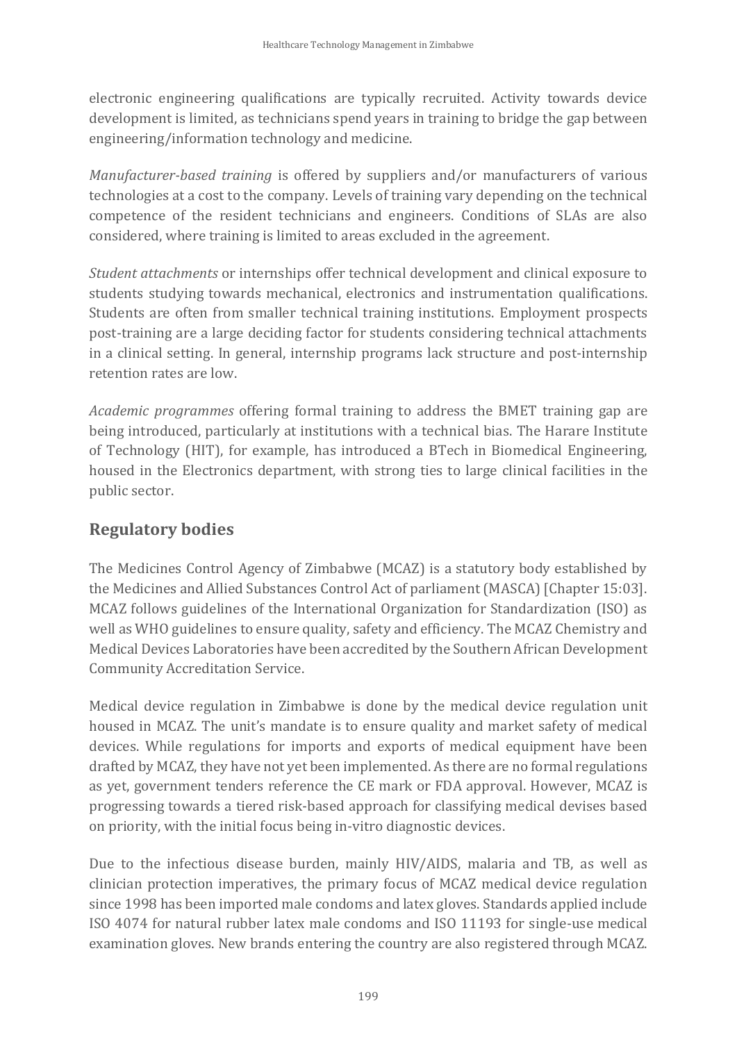electronic engineering qualifications are typically recruited. Activity towards device development is limited, as technicians spend years in training to bridge the gap between engineering/information technology and medicine.

*Manufacturer-based training* is offered by suppliers and/or manufacturers of various technologies at a cost to the company. Levels of training vary depending on the technical competence of the resident technicians and engineers. Conditions of SLAs are also considered, where training is limited to areas excluded in the agreement.

*Student attachments* or internships offer technical development and clinical exposure to students studying towards mechanical, electronics and instrumentation qualifications. Students are often from smaller technical training institutions. Employment prospects post-training are a large deciding factor for students considering technical attachments in a clinical setting. In general, internship programs lack structure and post-internship retention rates are low.

*Academic programmes* offering formal training to address the BMET training gap are being introduced, particularly at institutions with a technical bias. The Harare Institute of Technology (HIT), for example, has introduced a BTech in Biomedical Engineering, housed in the Electronics department, with strong ties to large clinical facilities in the public sector.

## Regulatory bodies

The Medicines Control Agency of Zimbabwe (MCAZ) is a statutory body established by the Medicines and Allied Substances Control Act of parliament (MASCA) [Chapter 15:03]. MCAZ follows guidelines of the International Organization for Standardization (ISO) as well as WHO guidelines to ensure quality, safety and efficiency. The MCAZ Chemistry and Medical Devices Laboratories have been accredited by the Southern African Development Community Accreditation Service.

Medical device regulation in Zimbabwe is done by the medical device regulation unit housed in MCAZ. The unit's mandate is to ensure quality and market safety of medical devices. While regulations for imports and exports of medical equipment have been drafted by MCAZ, they have not yet been implemented. As there are no formal regulations as yet, government tenders reference the CE mark or FDA approval. However, MCAZ is progressing towards a tiered risk-based approach for classifying medical devises based on priority, with the initial focus being in-vitro diagnostic devices.

Due to the infectious disease burden, mainly HIV/AIDS, malaria and TB, as well as clinician protection imperatives, the primary focus of MCAZ medical device regulation since 1998 has been imported male condoms and latex gloves. Standards applied include ISO 4074 for natural rubber latex male condoms and ISO 11193 for single-use medical examination gloves. New brands entering the country are also registered through MCAZ.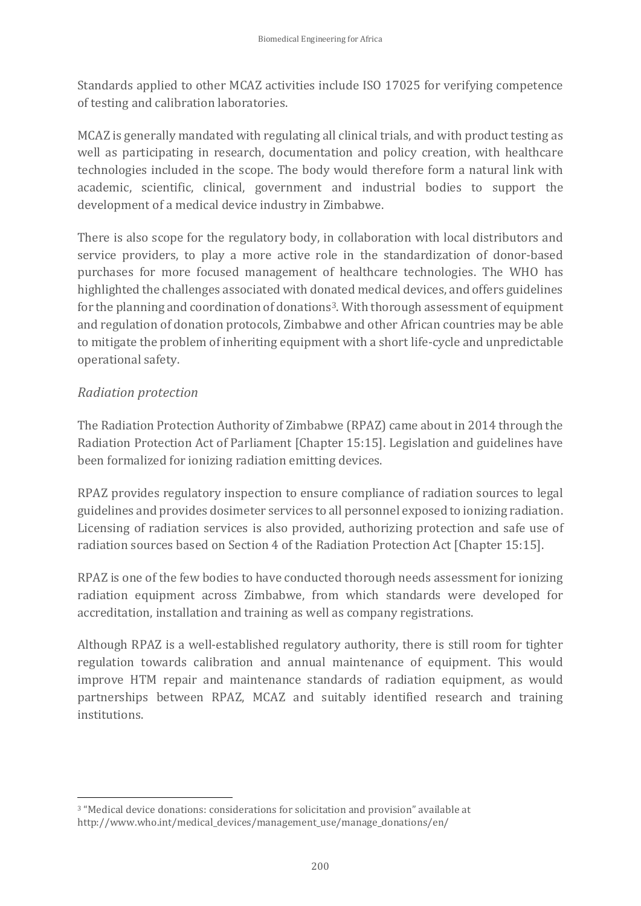Standards applied to other MCAZ activities include ISO 17025 for verifying competence of testing and calibration laboratories.

MCAZ is generally mandated with regulating all clinical trials, and with product testing as well as participating in research, documentation and policy creation, with healthcare technologies included in the scope. The body would therefore form a natural link with academic, scientific, clinical, government and industrial bodies to support the development of a medical device industry in Zimbabwe.

There is also scope for the regulatory body, in collaboration with local distributors and service providers, to play a more active role in the standardization of donor-based purchases for more focused management of healthcare technologies. The WHO has highlighted the challenges associated with donated medical devices, and offers guidelines for the planning and coordination of donations[3]. With thorough assessment of equipment and regulation of donation protocols, Zimbabwe and other African countries may be able to mitigate the problem of inheriting equipment with a short life-cycle and unpredictable operational safety.

### *Radiation protection*

The Radiation Protection Authority of Zimbabwe (RPAZ) came about in 2014 through the Radiation Protection Act of Parliament [Chapter 15:15]. Legislation and guidelines have been formalized for ionizing radiation emitting devices.

RPAZ provides regulatory inspection to ensure compliance of radiation sources to legal guidelines and provides dosimeter services to all personnel exposed to ionizing radiation. Licensing of radiation services is also provided, authorizing protection and safe use of radiation sources based on Section 4 of the Radiation Protection Act [Chapter 15:15].

RPAZ is one of the few bodies to have conducted thorough needs assessment for ionizing radiation equipment across Zimbabwe, from which standards were developed for accreditation, installation and training as well as company registrations.

Although RPAZ is a well-established regulatory authority, there is still room for tighter regulation towards calibration and annual maintenance of equipment. This would improve HTM repair and maintenance standards of radiation equipment, as would partnerships between RPAZ, MCAZ and suitably identified research and training institutions.

---

[3] "Medical device donations: considerations for solicitation and provision" available at http://www.who.int/medical_devices/management_use/manage_donations/en/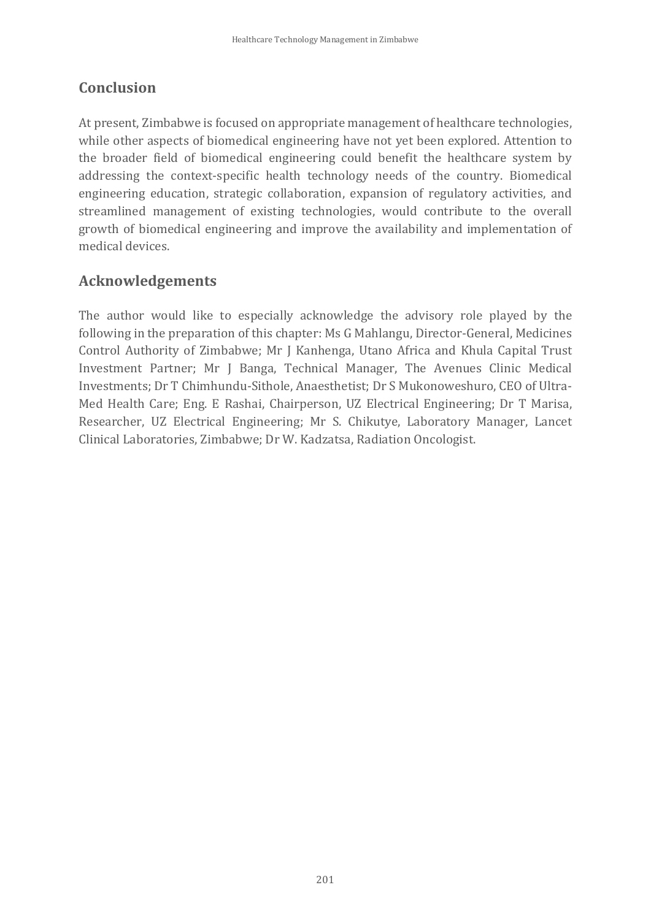## Conclusion

At present, Zimbabwe is focused on appropriate management of healthcare technologies, while other aspects of biomedical engineering have not yet been explored. Attention to the broader field of biomedical engineering could benefit the healthcare system by addressing the context-specific health technology needs of the country. Biomedical engineering education, strategic collaboration, expansion of regulatory activities, and streamlined management of existing technologies, would contribute to the overall growth of biomedical engineering and improve the availability and implementation of medical devices.

## Acknowledgements

The author would like to especially acknowledge the advisory role played by the following in the preparation of this chapter: Ms G Mahlangu, Director-General, Medicines Control Authority of Zimbabwe; Mr J Kanhenga, Utano Africa and Khula Capital Trust Investment Partner; Mr J Banga, Technical Manager, The Avenues Clinic Medical Investments; Dr T Chimhundu-Sithole, Anaesthetist; Dr S Mukonoweshuro, CEO of Ultra-Med Health Care; Eng. E Rashai, Chairperson, UZ Electrical Engineering; Dr T Marisa, Researcher, UZ Electrical Engineering; Mr S. Chikutye, Laboratory Manager, Lancet Clinical Laboratories, Zimbabwe; Dr W. Kadzatsa, Radiation Oncologist.